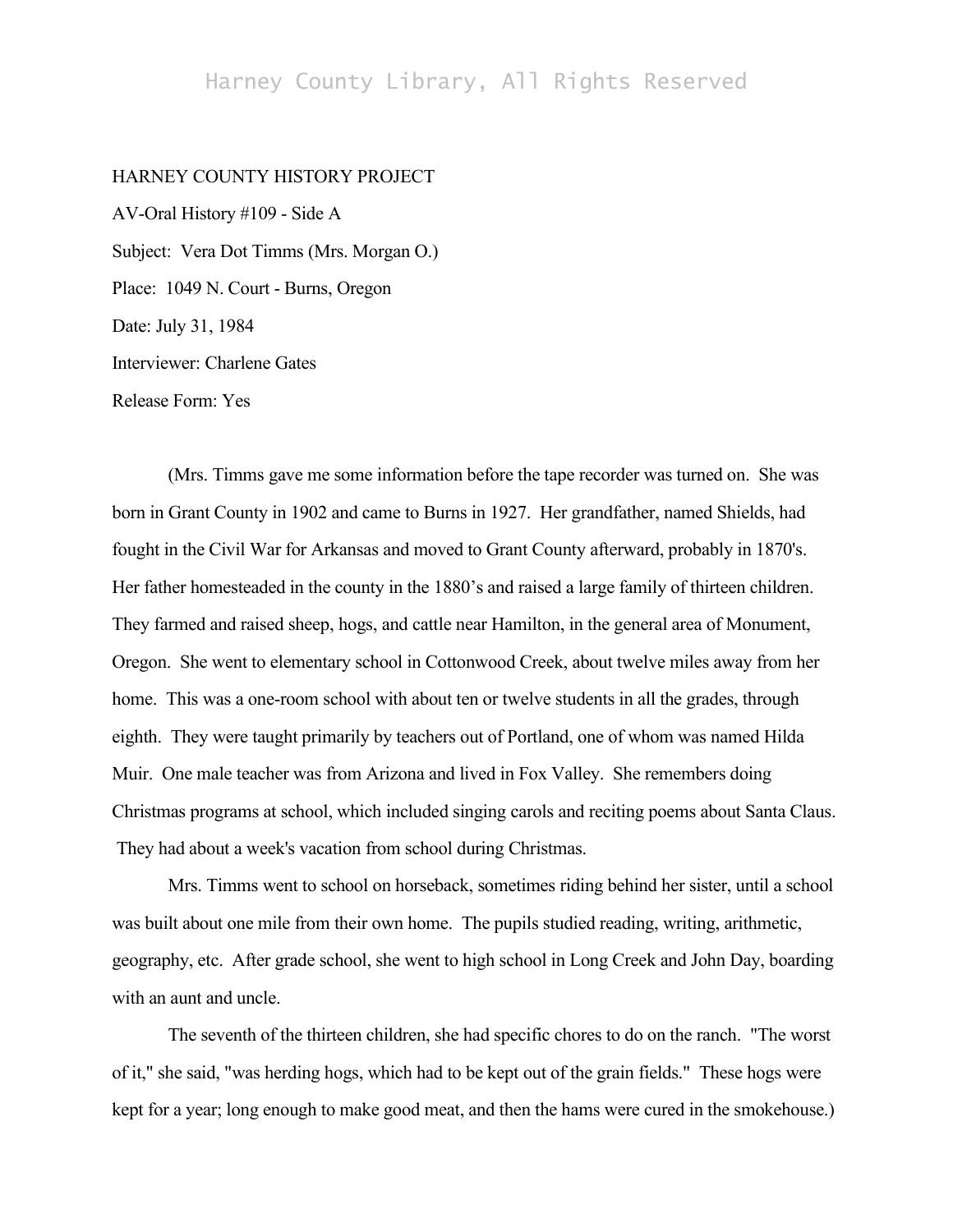HARNEY COUNTY HISTORY PROJECT

AV-Oral History #109 - Side A

Subject: Vera Dot Timms (Mrs. Morgan O.)

Place: 1049 N. Court - Burns, Oregon

Date: July 31, 1984

Interviewer: Charlene Gates

Release Form: Yes

(Mrs. Timms gave me some information before the tape recorder was turned on. She was born in Grant County in 1902 and came to Burns in 1927. Her grandfather, named Shields, had fought in the Civil War for Arkansas and moved to Grant County afterward, probably in 1870's. Her father homesteaded in the county in the 1880's and raised a large family of thirteen children. They farmed and raised sheep, hogs, and cattle near Hamilton, in the general area of Monument, Oregon. She went to elementary school in Cottonwood Creek, about twelve miles away from her home. This was a one-room school with about ten or twelve students in all the grades, through eighth. They were taught primarily by teachers out of Portland, one of whom was named Hilda Muir. One male teacher was from Arizona and lived in Fox Valley. She remembers doing Christmas programs at school, which included singing carols and reciting poems about Santa Claus. They had about a week's vacation from school during Christmas.

Mrs. Timms went to school on horseback, sometimes riding behind her sister, until a school was built about one mile from their own home. The pupils studied reading, writing, arithmetic, geography, etc. After grade school, she went to high school in Long Creek and John Day, boarding with an aunt and uncle.

The seventh of the thirteen children, she had specific chores to do on the ranch. "The worst of it," she said, "was herding hogs, which had to be kept out of the grain fields." These hogs were kept for a year; long enough to make good meat, and then the hams were cured in the smokehouse.)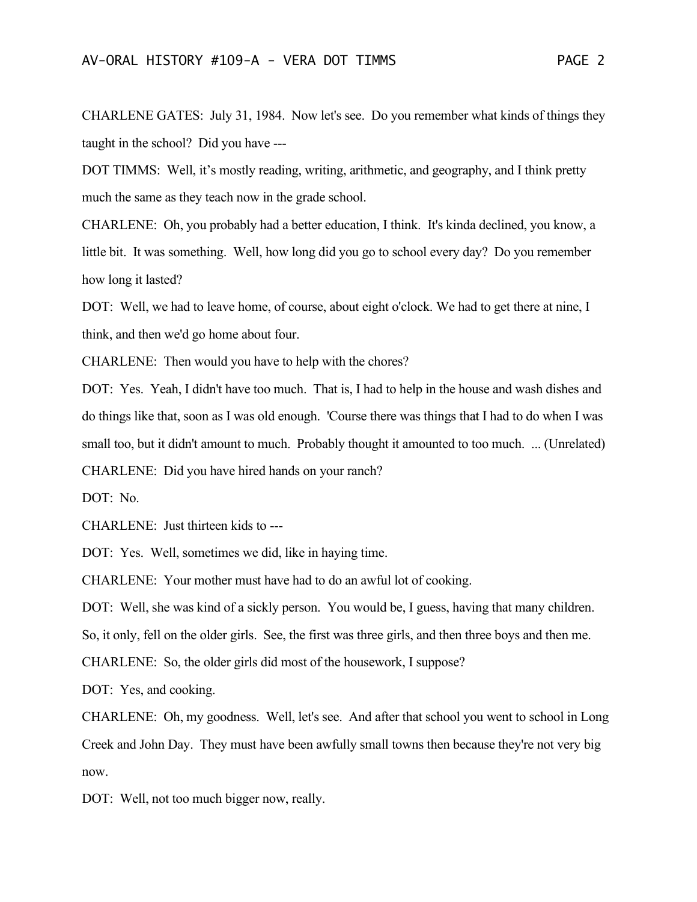CHARLENE GATES: July 31, 1984. Now let's see. Do you remember what kinds of things they taught in the school? Did you have ---

DOT TIMMS: Well, it's mostly reading, writing, arithmetic, and geography, and I think pretty much the same as they teach now in the grade school.

CHARLENE: Oh, you probably had a better education, I think. It's kinda declined, you know, a little bit. It was something. Well, how long did you go to school every day? Do you remember how long it lasted?

DOT: Well, we had to leave home, of course, about eight o'clock. We had to get there at nine, I think, and then we'd go home about four.

CHARLENE: Then would you have to help with the chores?

DOT: Yes. Yeah, I didn't have too much. That is, I had to help in the house and wash dishes and do things like that, soon as I was old enough. 'Course there was things that I had to do when I was small too, but it didn't amount to much. Probably thought it amounted to too much. ... (Unrelated)

CHARLENE: Did you have hired hands on your ranch?

DOT: No.

CHARLENE: Just thirteen kids to ---

DOT: Yes. Well, sometimes we did, like in haying time.

CHARLENE: Your mother must have had to do an awful lot of cooking.

DOT: Well, she was kind of a sickly person. You would be, I guess, having that many children. So, it only, fell on the older girls. See, the first was three girls, and then three boys and then me.

CHARLENE: So, the older girls did most of the housework, I suppose?

DOT: Yes, and cooking.

CHARLENE: Oh, my goodness. Well, let's see. And after that school you went to school in Long Creek and John Day. They must have been awfully small towns then because they're not very big now.

DOT: Well, not too much bigger now, really.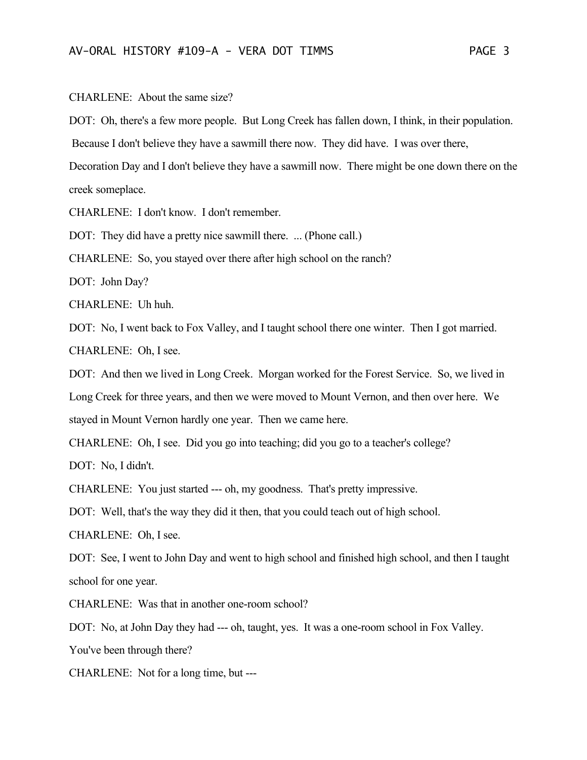CHARLENE: About the same size?

DOT: Oh, there's a few more people. But Long Creek has fallen down, I think, in their population. Because I don't believe they have a sawmill there now. They did have. I was over there, Decoration Day and I don't believe they have a sawmill now. There might be one down there on the creek someplace.

CHARLENE: I don't know. I don't remember.

DOT: They did have a pretty nice sawmill there. ... (Phone call.)

CHARLENE: So, you stayed over there after high school on the ranch?

DOT: John Day?

CHARLENE: Uh huh.

DOT: No, I went back to Fox Valley, and I taught school there one winter. Then I got married.

CHARLENE: Oh, I see.

DOT: And then we lived in Long Creek. Morgan worked for the Forest Service. So, we lived in Long Creek for three years, and then we were moved to Mount Vernon, and then over here. We stayed in Mount Vernon hardly one year. Then we came here.

CHARLENE: Oh, I see. Did you go into teaching; did you go to a teacher's college?

DOT: No, I didn't.

CHARLENE: You just started --- oh, my goodness. That's pretty impressive.

DOT: Well, that's the way they did it then, that you could teach out of high school.

CHARLENE: Oh, I see.

DOT: See, I went to John Day and went to high school and finished high school, and then I taught school for one year.

CHARLENE: Was that in another one-room school?

DOT: No, at John Day they had --- oh, taught, yes. It was a one-room school in Fox Valley. You've been through there?

CHARLENE: Not for a long time, but ---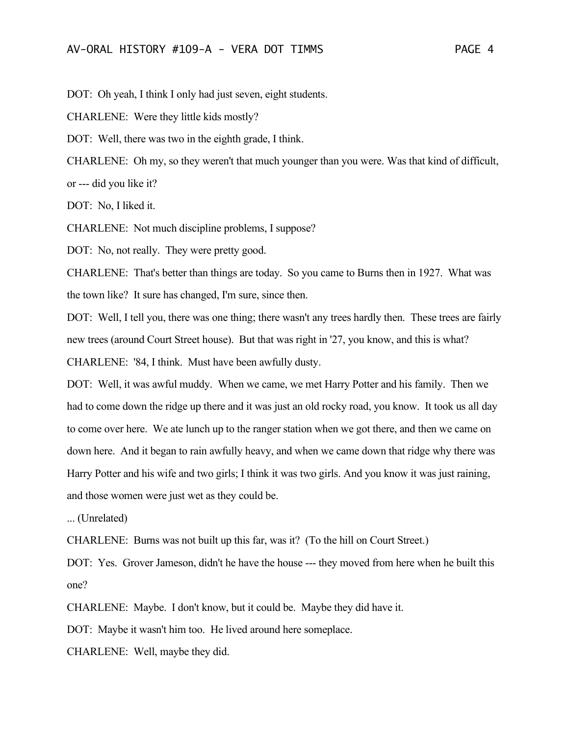DOT: Oh yeah, I think I only had just seven, eight students.

CHARLENE: Were they little kids mostly?

DOT: Well, there was two in the eighth grade, I think.

CHARLENE: Oh my, so they weren't that much younger than you were. Was that kind of difficult, or --- did you like it?

DOT: No, I liked it.

CHARLENE: Not much discipline problems, I suppose?

DOT: No, not really. They were pretty good.

CHARLENE: That's better than things are today. So you came to Burns then in 1927. What was the town like? It sure has changed, I'm sure, since then.

DOT: Well, I tell you, there was one thing; there wasn't any trees hardly then. These trees are fairly new trees (around Court Street house). But that was right in '27, you know, and this is what?

CHARLENE: '84, I think. Must have been awfully dusty.

DOT: Well, it was awful muddy. When we came, we met Harry Potter and his family. Then we had to come down the ridge up there and it was just an old rocky road, you know. It took us all day to come over here. We ate lunch up to the ranger station when we got there, and then we came on down here. And it began to rain awfully heavy, and when we came down that ridge why there was Harry Potter and his wife and two girls; I think it was two girls. And you know it was just raining, and those women were just wet as they could be.

... (Unrelated)

CHARLENE: Burns was not built up this far, was it? (To the hill on Court Street.)

DOT: Yes. Grover Jameson, didn't he have the house --- they moved from here when he built this one?

CHARLENE: Maybe. I don't know, but it could be. Maybe they did have it.

DOT: Maybe it wasn't him too. He lived around here someplace.

CHARLENE: Well, maybe they did.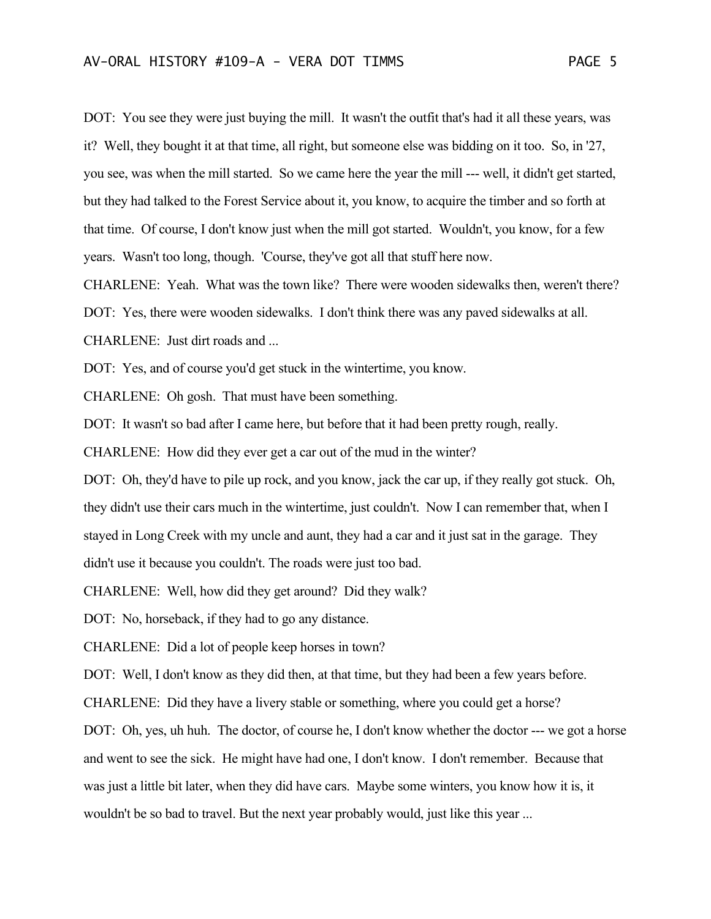DOT: You see they were just buying the mill. It wasn't the outfit that's had it all these years, was it? Well, they bought it at that time, all right, but someone else was bidding on it too. So, in '27, you see, was when the mill started. So we came here the year the mill --- well, it didn't get started, but they had talked to the Forest Service about it, you know, to acquire the timber and so forth at that time. Of course, I don't know just when the mill got started. Wouldn't, you know, for a few years. Wasn't too long, though. 'Course, they've got all that stuff here now.

CHARLENE: Yeah. What was the town like? There were wooden sidewalks then, weren't there?

DOT: Yes, there were wooden sidewalks. I don't think there was any paved sidewalks at all.

CHARLENE: Just dirt roads and ...

DOT: Yes, and of course you'd get stuck in the wintertime, you know.

CHARLENE: Oh gosh. That must have been something.

DOT: It wasn't so bad after I came here, but before that it had been pretty rough, really.

CHARLENE: How did they ever get a car out of the mud in the winter?

DOT: Oh, they'd have to pile up rock, and you know, jack the car up, if they really got stuck. Oh, they didn't use their cars much in the wintertime, just couldn't. Now I can remember that, when I stayed in Long Creek with my uncle and aunt, they had a car and it just sat in the garage. They didn't use it because you couldn't. The roads were just too bad.

CHARLENE: Well, how did they get around? Did they walk?

DOT: No, horseback, if they had to go any distance.

CHARLENE: Did a lot of people keep horses in town?

DOT: Well, I don't know as they did then, at that time, but they had been a few years before.

CHARLENE: Did they have a livery stable or something, where you could get a horse?

DOT: Oh, yes, uh huh. The doctor, of course he, I don't know whether the doctor --- we got a horse and went to see the sick. He might have had one, I don't know. I don't remember. Because that was just a little bit later, when they did have cars. Maybe some winters, you know how it is, it wouldn't be so bad to travel. But the next year probably would, just like this year ...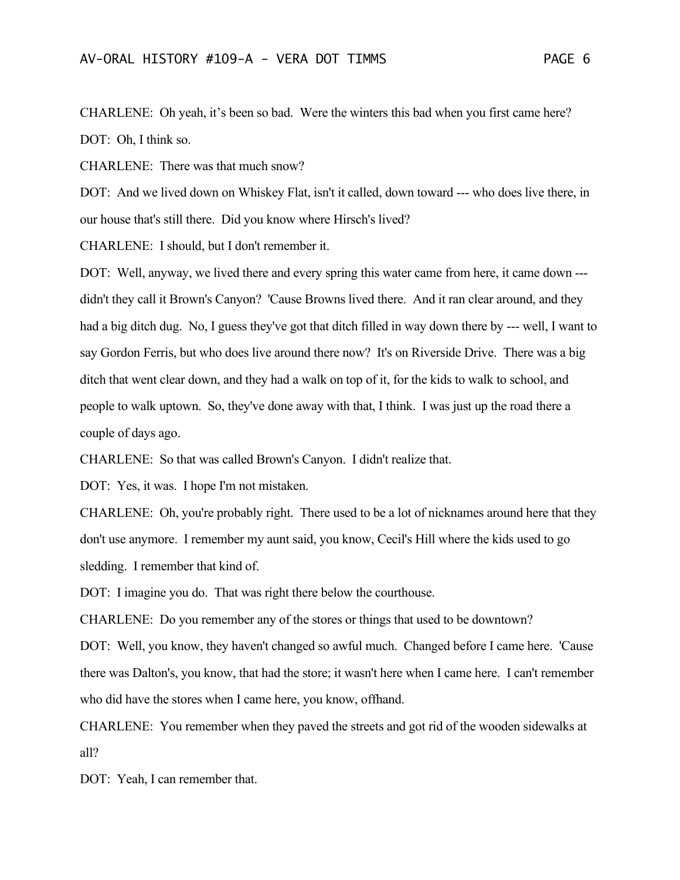CHARLENE: Oh yeah, it's been so bad. Were the winters this bad when you first came here?

DOT: Oh, I think so.

CHARLENE: There was that much snow?

DOT: And we lived down on Whiskey Flat, isn't it called, down toward --- who does live there, in our house that's still there. Did you know where Hirsch's lived?

CHARLENE: I should, but I don't remember it.

DOT: Well, anyway, we lived there and every spring this water came from here, it came down --- didn't they call it Brown's Canyon? 'Cause Browns lived there. And it ran clear around, and they had a big ditch dug. No, I guess they've got that ditch filled in way down there by --- well, I want to say Gordon Ferris, but who does live around there now? It's on Riverside Drive. There was a big ditch that went clear down, and they had a walk on top of it, for the kids to walk to school, and people to walk uptown. So, they've done away with that, I think. I was just up the road there a couple of days ago.

CHARLENE: So that was called Brown's Canyon. I didn't realize that.

DOT: Yes, it was. I hope I'm not mistaken.

CHARLENE: Oh, you're probably right. There used to be a lot of nicknames around here that they don't use anymore. I remember my aunt said, you know, Cecil's Hill where the kids used to go sledding. I remember that kind of.

DOT: I imagine you do. That was right there below the courthouse.

CHARLENE: Do you remember any of the stores or things that used to be downtown?

DOT: Well, you know, they haven't changed so awful much. Changed before I came here. 'Cause there was Dalton's, you know, that had the store; it wasn't here when I came here. I can't remember who did have the stores when I came here, you know, offhand.

CHARLENE: You remember when they paved the streets and got rid of the wooden sidewalks at all?

DOT: Yeah, I can remember that.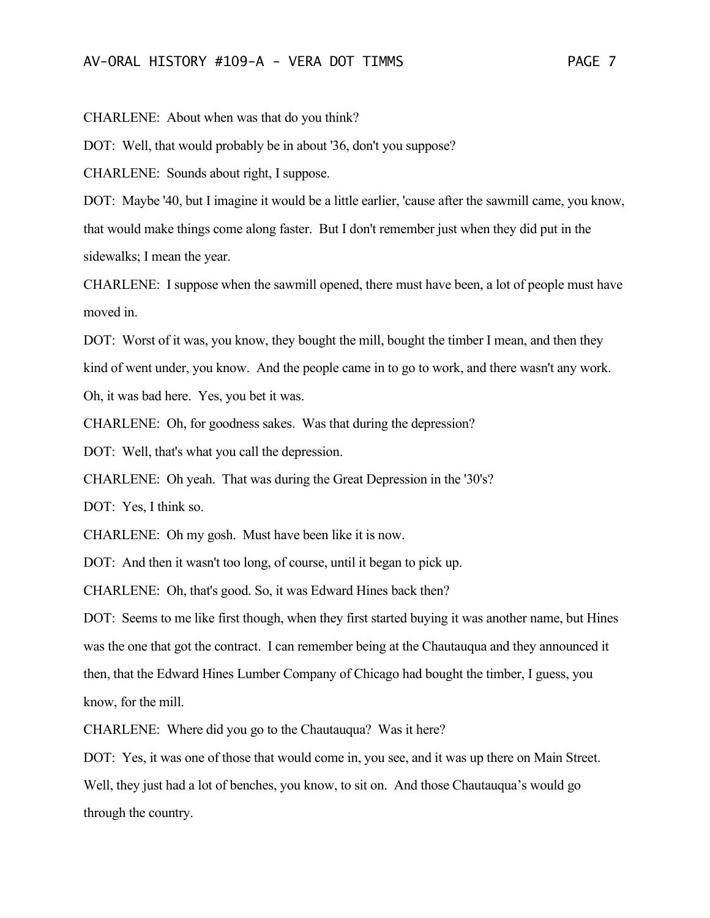CHARLENE: About when was that do you think?

DOT: Well, that would probably be in about '36, don't you suppose?

CHARLENE: Sounds about right, I suppose.

DOT: Maybe '40, but I imagine it would be a little earlier, 'cause after the sawmill came, you know, that would make things come along faster. But I don't remember just when they did put in the sidewalks; I mean the year.

CHARLENE: I suppose when the sawmill opened, there must have been, a lot of people must have moved in.

DOT: Worst of it was, you know, they bought the mill, bought the timber I mean, and then they kind of went under, you know. And the people came in to go to work, and there wasn't any work. Oh, it was bad here. Yes, you bet it was.

CHARLENE: Oh, for goodness sakes. Was that during the depression?

DOT: Well, that's what you call the depression.

CHARLENE: Oh yeah. That was during the Great Depression in the '30's?

DOT: Yes, I think so.

CHARLENE: Oh my gosh. Must have been like it is now.

DOT: And then it wasn't too long, of course, until it began to pick up.

CHARLENE: Oh, that's good. So, it was Edward Hines back then?

DOT: Seems to me like first though, when they first started buying it was another name, but Hines was the one that got the contract. I can remember being at the Chautauqua and they announced it then, that the Edward Hines Lumber Company of Chicago had bought the timber, I guess, you know, for the mill.

CHARLENE: Where did you go to the Chautauqua? Was it here?

DOT: Yes, it was one of those that would come in, you see, and it was up there on Main Street. Well, they just had a lot of benches, you know, to sit on. And those Chautauqua's would go through the country.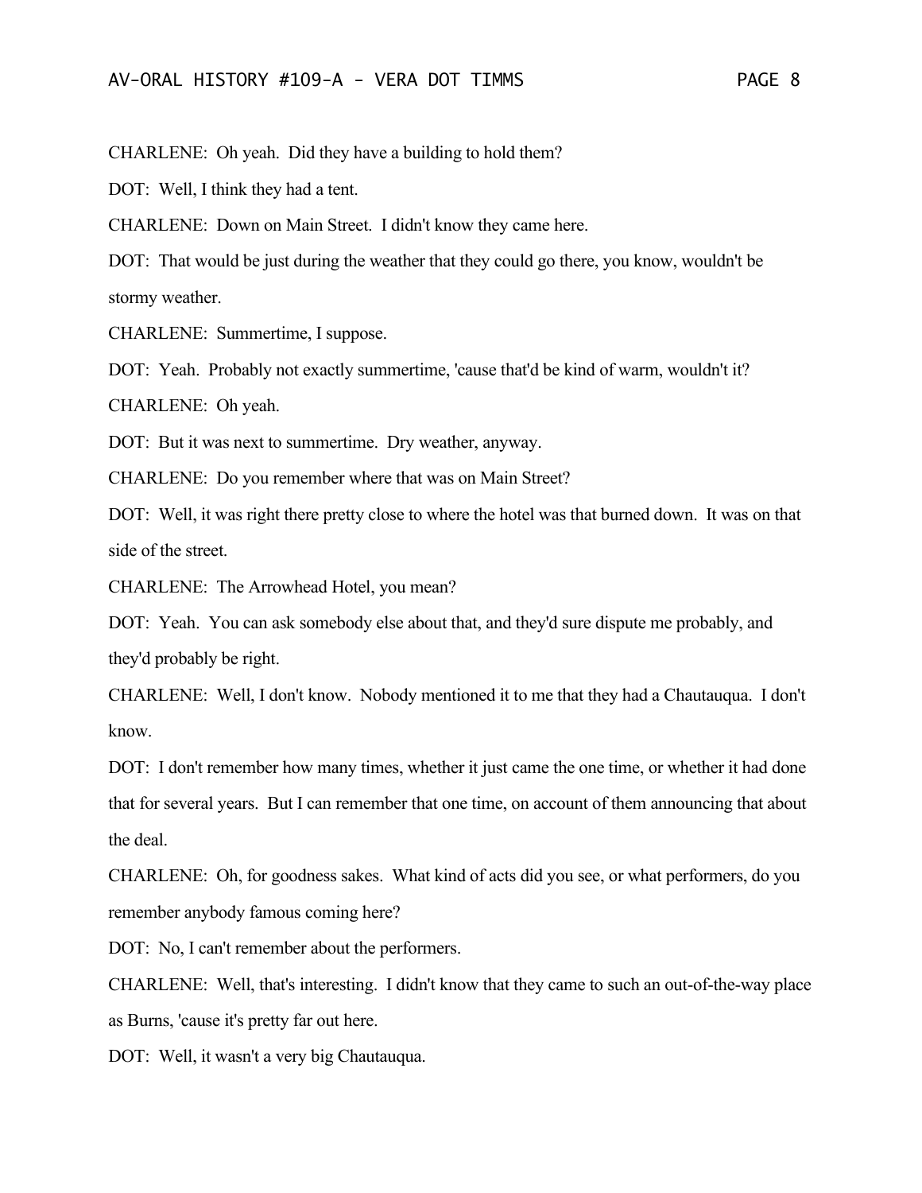CHARLENE: Oh yeah. Did they have a building to hold them?

DOT: Well, I think they had a tent.

CHARLENE: Down on Main Street. I didn't know they came here.

DOT: That would be just during the weather that they could go there, you know, wouldn't be stormy weather.

CHARLENE: Summertime, I suppose.

DOT: Yeah. Probably not exactly summertime, 'cause that'd be kind of warm, wouldn't it?

CHARLENE: Oh yeah.

DOT: But it was next to summertime. Dry weather, anyway.

CHARLENE: Do you remember where that was on Main Street?

DOT: Well, it was right there pretty close to where the hotel was that burned down. It was on that side of the street.

CHARLENE: The Arrowhead Hotel, you mean?

DOT: Yeah. You can ask somebody else about that, and they'd sure dispute me probably, and they'd probably be right.

CHARLENE: Well, I don't know. Nobody mentioned it to me that they had a Chautauqua. I don't know.

DOT: I don't remember how many times, whether it just came the one time, or whether it had done that for several years. But I can remember that one time, on account of them announcing that about the deal.

CHARLENE: Oh, for goodness sakes. What kind of acts did you see, or what performers, do you remember anybody famous coming here?

DOT: No, I can't remember about the performers.

CHARLENE: Well, that's interesting. I didn't know that they came to such an out-of-the-way place as Burns, 'cause it's pretty far out here.

DOT: Well, it wasn't a very big Chautauqua.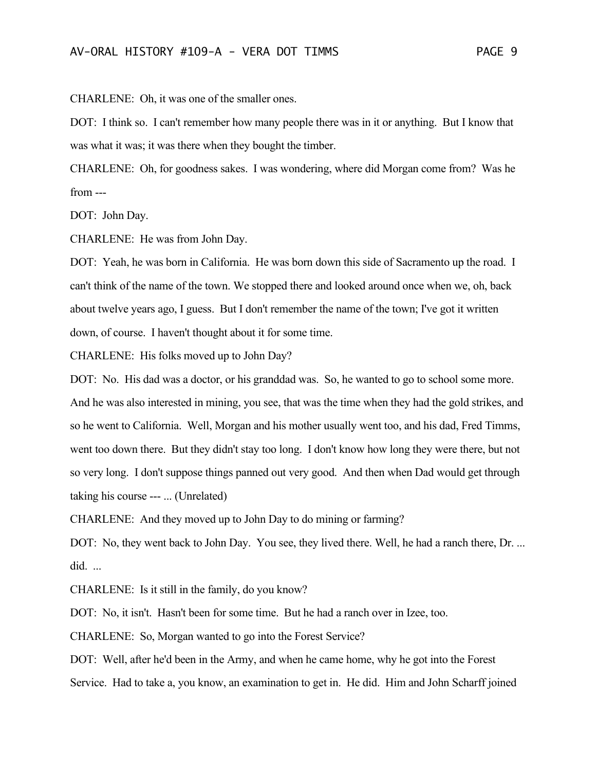CHARLENE: Oh, it was one of the smaller ones.

DOT: I think so. I can't remember how many people there was in it or anything. But I know that was what it was; it was there when they bought the timber.

CHARLENE: Oh, for goodness sakes. I was wondering, where did Morgan come from? Was he from ---

DOT: John Day.

CHARLENE: He was from John Day.

DOT: Yeah, he was born in California. He was born down this side of Sacramento up the road. I can't think of the name of the town. We stopped there and looked around once when we, oh, back about twelve years ago, I guess. But I don't remember the name of the town; I've got it written down, of course. I haven't thought about it for some time.

CHARLENE: His folks moved up to John Day?

DOT: No. His dad was a doctor, or his granddad was. So, he wanted to go to school some more. And he was also interested in mining, you see, that was the time when they had the gold strikes, and so he went to California. Well, Morgan and his mother usually went too, and his dad, Fred Timms, went too down there. But they didn't stay too long. I don't know how long they were there, but not so very long. I don't suppose things panned out very good. And then when Dad would get through taking his course --- ... (Unrelated)

CHARLENE: And they moved up to John Day to do mining or farming?

DOT: No, they went back to John Day. You see, they lived there. Well, he had a ranch there, Dr. ... did. ...

CHARLENE: Is it still in the family, do you know?

DOT: No, it isn't. Hasn't been for some time. But he had a ranch over in Izee, too.

CHARLENE: So, Morgan wanted to go into the Forest Service?

DOT: Well, after he'd been in the Army, and when he came home, why he got into the Forest Service. Had to take a, you know, an examination to get in. He did. Him and John Scharff joined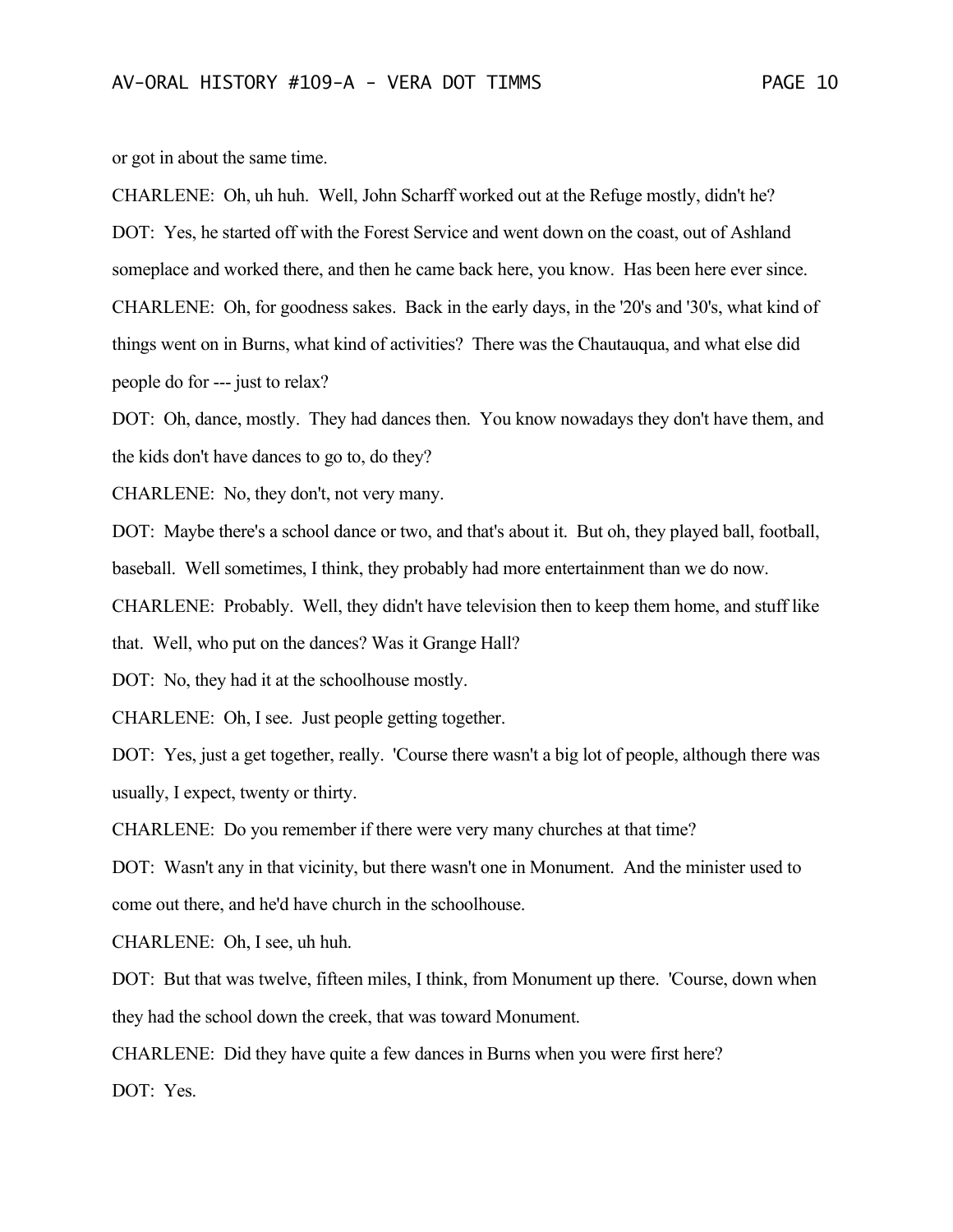or got in about the same time.

CHARLENE: Oh, uh huh. Well, John Scharff worked out at the Refuge mostly, didn't he?

DOT: Yes, he started off with the Forest Service and went down on the coast, out of Ashland someplace and worked there, and then he came back here, you know. Has been here ever since.

CHARLENE: Oh, for goodness sakes. Back in the early days, in the '20's and '30's, what kind of things went on in Burns, what kind of activities? There was the Chautauqua, and what else did people do for --- just to relax?

DOT: Oh, dance, mostly. They had dances then. You know nowadays they don't have them, and the kids don't have dances to go to, do they?

CHARLENE: No, they don't, not very many.

DOT: Maybe there's a school dance or two, and that's about it. But oh, they played ball, football, baseball. Well sometimes, I think, they probably had more entertainment than we do now.

CHARLENE: Probably. Well, they didn't have television then to keep them home, and stuff like that. Well, who put on the dances? Was it Grange Hall?

DOT: No, they had it at the schoolhouse mostly.

CHARLENE: Oh, I see. Just people getting together.

DOT: Yes, just a get together, really. 'Course there wasn't a big lot of people, although there was usually, I expect, twenty or thirty.

CHARLENE: Do you remember if there were very many churches at that time?

DOT: Wasn't any in that vicinity, but there wasn't one in Monument. And the minister used to come out there, and he'd have church in the schoolhouse.

CHARLENE: Oh, I see, uh huh.

DOT: But that was twelve, fifteen miles, I think, from Monument up there. 'Course, down when they had the school down the creek, that was toward Monument.

CHARLENE: Did they have quite a few dances in Burns when you were first here?

DOT: Yes.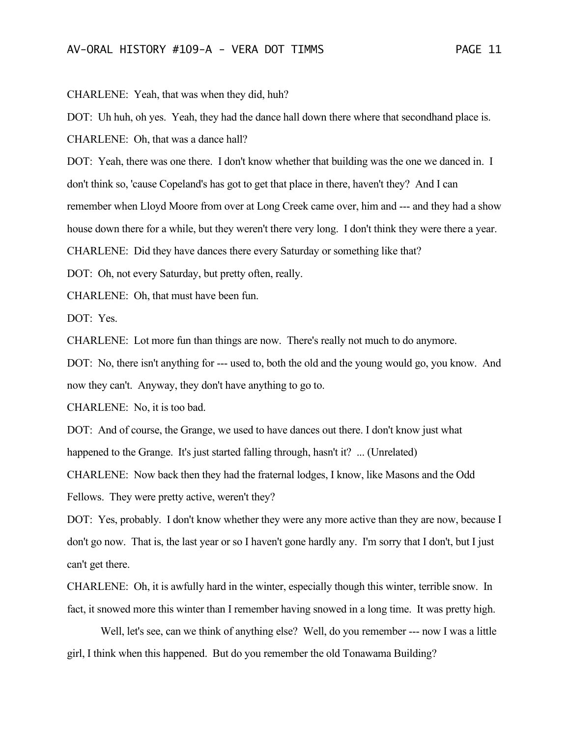CHARLENE: Yeah, that was when they did, huh?

DOT: Uh huh, oh yes. Yeah, they had the dance hall down there where that secondhand place is.

CHARLENE: Oh, that was a dance hall?

DOT: Yeah, there was one there. I don't know whether that building was the one we danced in. I don't think so, 'cause Copeland's has got to get that place in there, haven't they? And I can remember when Lloyd Moore from over at Long Creek came over, him and --- and they had a show house down there for a while, but they weren't there very long. I don't think they were there a year.

CHARLENE: Did they have dances there every Saturday or something like that?

DOT: Oh, not every Saturday, but pretty often, really.

CHARLENE: Oh, that must have been fun.

DOT: Yes.

CHARLENE: Lot more fun than things are now. There's really not much to do anymore.

DOT: No, there isn't anything for --- used to, both the old and the young would go, you know. And now they can't. Anyway, they don't have anything to go to.

CHARLENE: No, it is too bad.

DOT: And of course, the Grange, we used to have dances out there. I don't know just what happened to the Grange. It's just started falling through, hasn't it? ... (Unrelated)

CHARLENE: Now back then they had the fraternal lodges, I know, like Masons and the Odd Fellows. They were pretty active, weren't they?

DOT: Yes, probably. I don't know whether they were any more active than they are now, because I don't go now. That is, the last year or so I haven't gone hardly any. I'm sorry that I don't, but I just can't get there.

CHARLENE: Oh, it is awfully hard in the winter, especially though this winter, terrible snow. In fact, it snowed more this winter than I remember having snowed in a long time. It was pretty high.

Well, let's see, can we think of anything else? Well, do you remember --- now I was a little girl, I think when this happened. But do you remember the old Tonawama Building?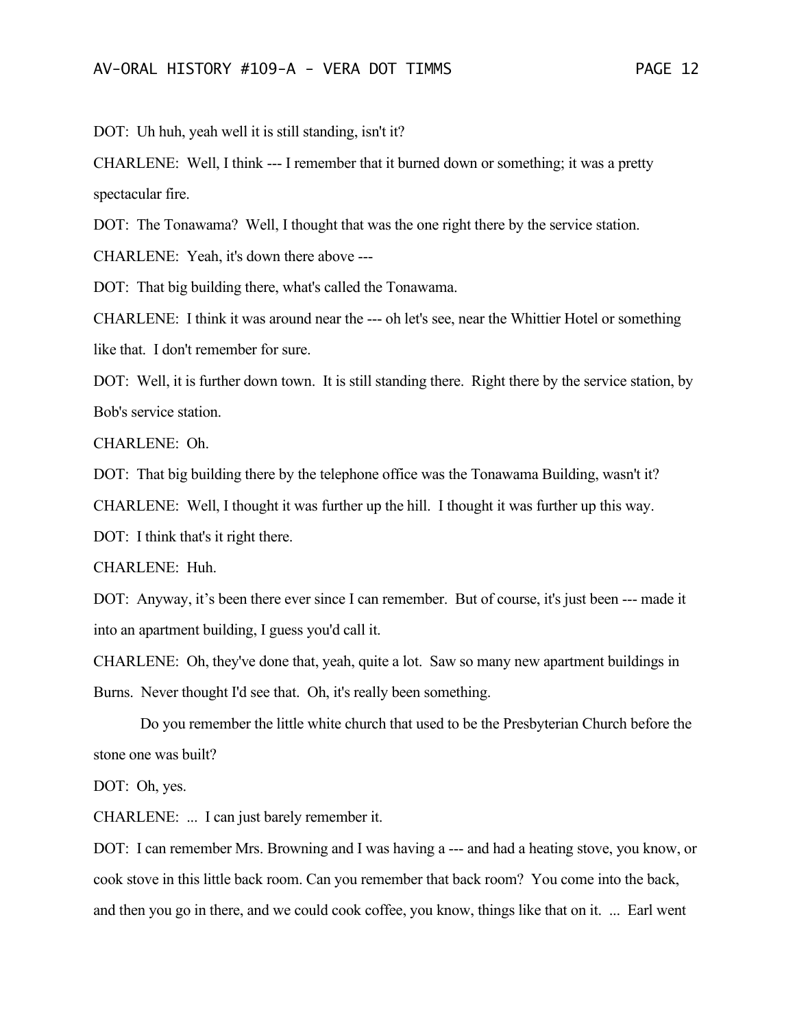DOT: Uh huh, yeah well it is still standing, isn't it?

CHARLENE: Well, I think --- I remember that it burned down or something; it was a pretty spectacular fire.

DOT: The Tonawama? Well, I thought that was the one right there by the service station.

CHARLENE: Yeah, it's down there above ---

DOT: That big building there, what's called the Tonawama.

CHARLENE: I think it was around near the --- oh let's see, near the Whittier Hotel or something like that. I don't remember for sure.

DOT: Well, it is further down town. It is still standing there. Right there by the service station, by Bob's service station.

CHARLENE: Oh.

DOT: That big building there by the telephone office was the Tonawama Building, wasn't it?

CHARLENE: Well, I thought it was further up the hill. I thought it was further up this way.

DOT: I think that's it right there.

CHARLENE: Huh.

DOT: Anyway, it's been there ever since I can remember. But of course, it's just been --- made it into an apartment building, I guess you'd call it.

CHARLENE: Oh, they've done that, yeah, quite a lot. Saw so many new apartment buildings in Burns. Never thought I'd see that. Oh, it's really been something.

Do you remember the little white church that used to be the Presbyterian Church before the stone one was built?

DOT: Oh, yes.

CHARLENE: ... I can just barely remember it.

DOT: I can remember Mrs. Browning and I was having a --- and had a heating stove, you know, or cook stove in this little back room. Can you remember that back room? You come into the back, and then you go in there, and we could cook coffee, you know, things like that on it. ... Earl went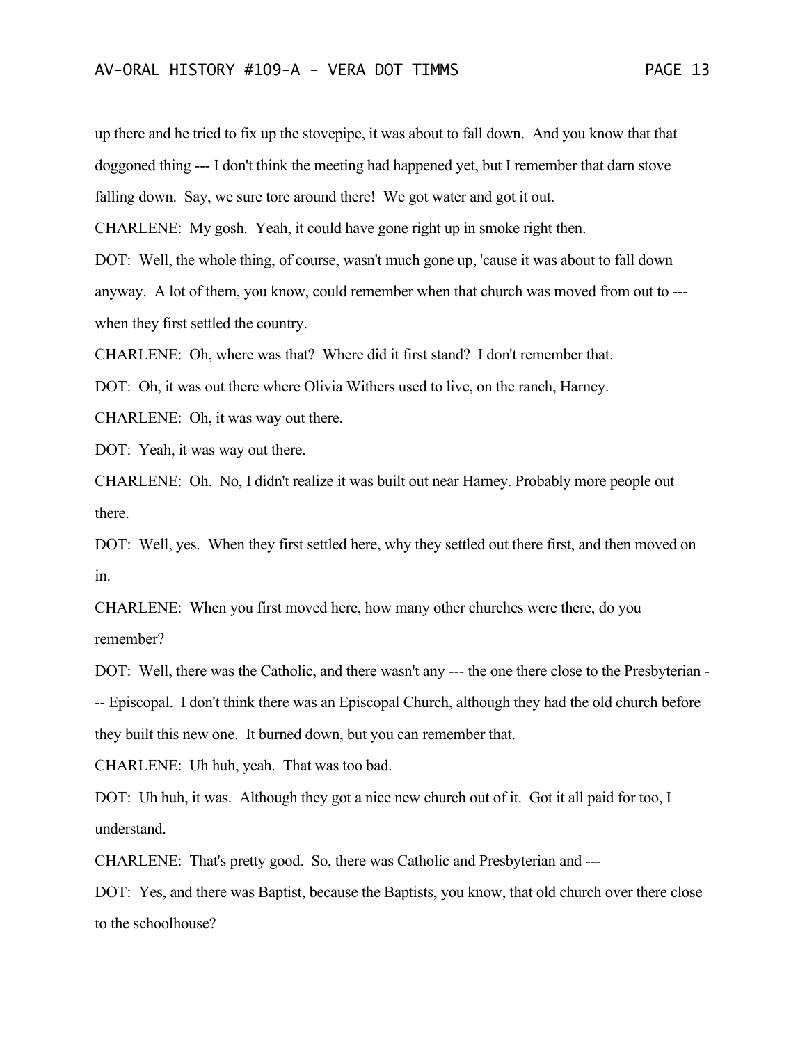up there and he tried to fix up the stovepipe, it was about to fall down. And you know that that doggoned thing --- I don't think the meeting had happened yet, but I remember that darn stove falling down. Say, we sure tore around there! We got water and got it out.

CHARLENE: My gosh. Yeah, it could have gone right up in smoke right then.

DOT: Well, the whole thing, of course, wasn't much gone up, 'cause it was about to fall down anyway. A lot of them, you know, could remember when that church was moved from out to --- when they first settled the country.

CHARLENE: Oh, where was that? Where did it first stand? I don't remember that.

DOT: Oh, it was out there where Olivia Withers used to live, on the ranch, Harney.

CHARLENE: Oh, it was way out there.

DOT: Yeah, it was way out there.

CHARLENE: Oh. No, I didn't realize it was built out near Harney. Probably more people out there.

DOT: Well, yes. When they first settled here, why they settled out there first, and then moved on in.

CHARLENE: When you first moved here, how many other churches were there, do you remember?

DOT: Well, there was the Catholic, and there wasn't any --- the one there close to the Presbyterian --- Episcopal. I don't think there was an Episcopal Church, although they had the old church before they built this new one. It burned down, but you can remember that.

CHARLENE: Uh huh, yeah. That was too bad.

DOT: Uh huh, it was. Although they got a nice new church out of it. Got it all paid for too, I understand.

CHARLENE: That's pretty good. So, there was Catholic and Presbyterian and ---

DOT: Yes, and there was Baptist, because the Baptists, you know, that old church over there close to the schoolhouse?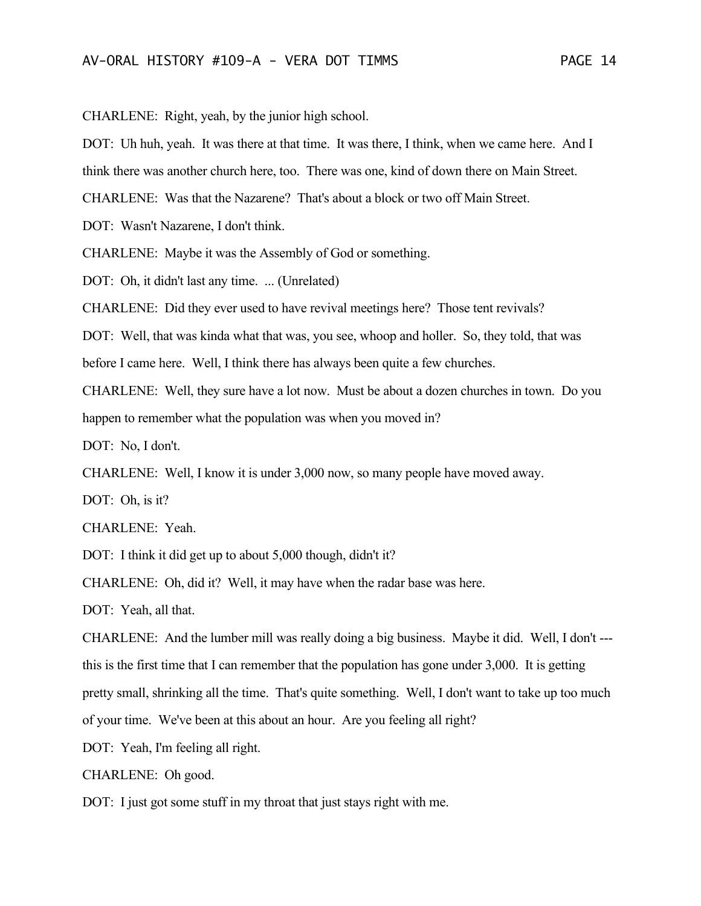CHARLENE: Right, yeah, by the junior high school.

DOT: Uh huh, yeah. It was there at that time. It was there, I think, when we came here. And I think there was another church here, too. There was one, kind of down there on Main Street.

CHARLENE: Was that the Nazarene? That's about a block or two off Main Street.

DOT: Wasn't Nazarene, I don't think.

CHARLENE: Maybe it was the Assembly of God or something.

DOT: Oh, it didn't last any time. ... (Unrelated)

CHARLENE: Did they ever used to have revival meetings here? Those tent revivals?

DOT: Well, that was kinda what that was, you see, whoop and holler. So, they told, that was before I came here. Well, I think there has always been quite a few churches.

CHARLENE: Well, they sure have a lot now. Must be about a dozen churches in town. Do you happen to remember what the population was when you moved in?

DOT: No, I don't.

CHARLENE: Well, I know it is under 3,000 now, so many people have moved away.

DOT: Oh, is it?

CHARLENE: Yeah.

DOT: I think it did get up to about 5,000 though, didn't it?

CHARLENE: Oh, did it? Well, it may have when the radar base was here.

DOT: Yeah, all that.

CHARLENE: And the lumber mill was really doing a big business. Maybe it did. Well, I don't --- this is the first time that I can remember that the population has gone under 3,000. It is getting pretty small, shrinking all the time. That's quite something. Well, I don't want to take up too much of your time. We've been at this about an hour. Are you feeling all right?

DOT: Yeah, I'm feeling all right.

CHARLENE: Oh good.

DOT: I just got some stuff in my throat that just stays right with me.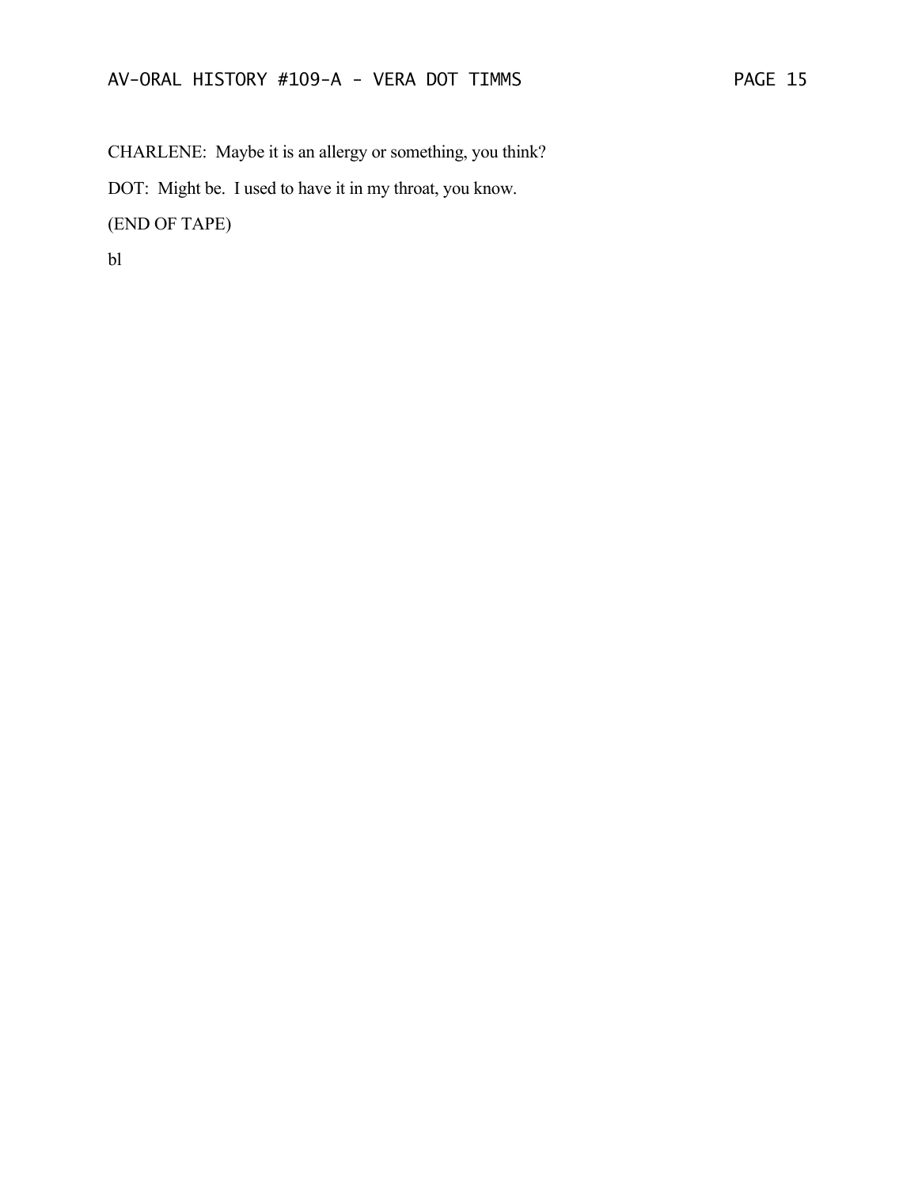CHARLENE:  Maybe it is an allergy or something, you think?

DOT:  Might be.  I used to have it in my throat, you know.

(END OF TAPE)

bl